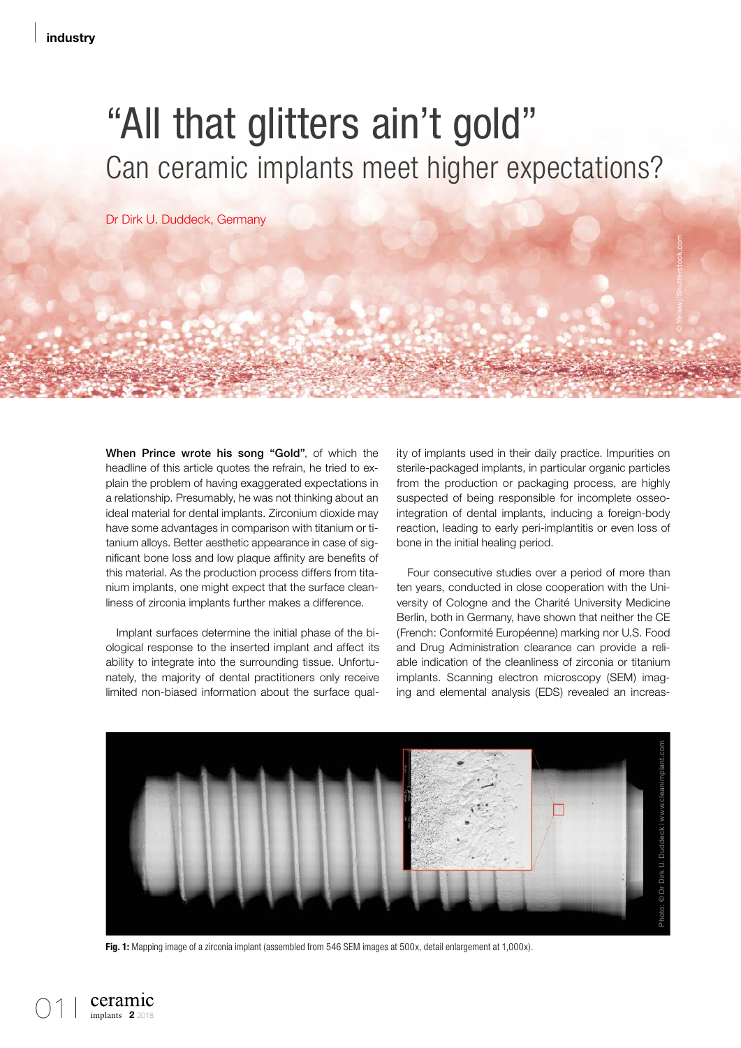# "All that glitters ain't gold"

## Can ceramic implants meet higher expectations?

Dr Dirk U. Duddeck, Germany

**When Prince wrote his song "Gold"**, of which the headline of this article quotes the refrain, he tried to explain the problem of having exaggerated expectations in a relationship. Presumably, he was not thinking about an ideal material for dental implants. Zirconium dioxide may have some advantages in comparison with titanium or titanium alloys. Better aesthetic appearance in case of significant bone loss and low plaque affinity are benefits of this material. As the production process differs from titanium implants, one might expect that the surface cleanliness of zirconia implants further makes a difference.

Implant surfaces determine the initial phase of the biological response to the inserted implant and affect its ability to integrate into the surrounding tissue. Unfortunately, the majority of dental practitioners only receive limited non-biased information about the surface quality of implants used in their daily practice. Impurities on sterile-packaged implants, in particular organic particles from the production or packaging process, are highly suspected of being responsible for incomplete osseointegration of dental implants, inducing a foreign-body reaction, leading to early peri-implantitis or even loss of bone in the initial healing period.

Four consecutive studies over a period of more than ten years, conducted in close cooperation with the University of Cologne and the Charité University Medicine Berlin, both in Germany, have shown that neither the CE (French: Conformité Européenne) marking nor U.S. Food and Drug Administration clearance can provide a reliable indication of the cleanliness of zirconia or titanium implants. Scanning electron microscopy (SEM) imaging and elemental analysis (EDS) revealed an increas-

**Fig. 1:** Mapping image of a zirconia implant (assembled from 546 SEM images at 500x, detail enlargement at 1,000x).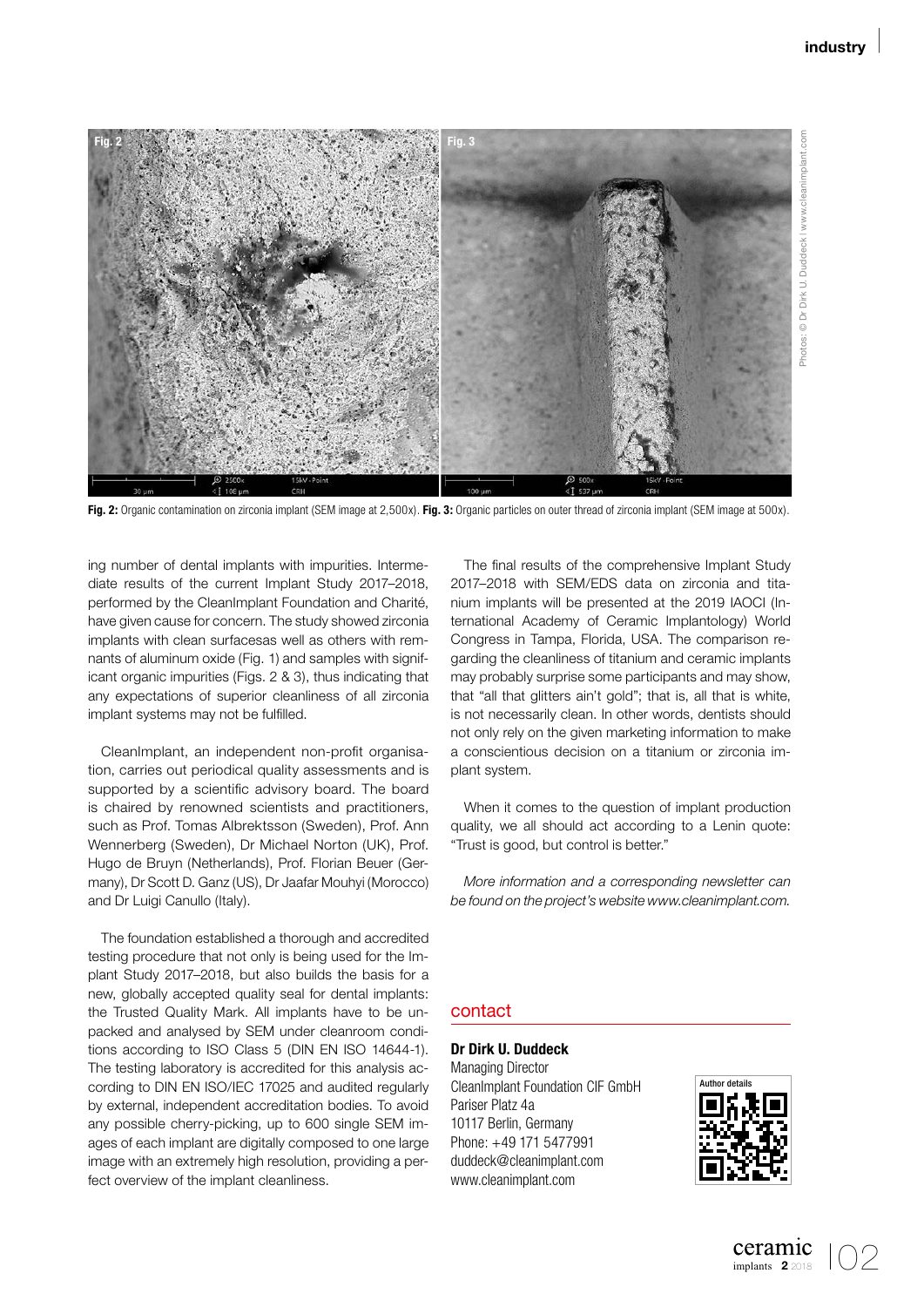Fig. 2: Organic contamination on zirconia implant (SEM image at 2,500x). Fig. 3: Organic particles on outer thread of zirconia implant (SEM image at 500x).

ing number of dental implants with impurities. Intermediate results of the current Implant Study 2017–2018, performed by the CleanImplant Foundation and Charité, have given cause for concern. The study showed zirconia implants with clean surfacesas well as others with remnants of aluminum oxide (Fig. 1) and samples with significant organic impurities (Figs. 2 & 3), thus indicating that any expectations of superior cleanliness of all zirconia implant systems may not be fulfilled.

CleanImplant, an independent non-profit organisation, carries out periodical quality assessments and is supported by a scientific advisory board. The board is chaired by renowned scientists and practitioners, such as Prof. Tomas Albrektsson (Sweden), Prof. Ann Wennerberg (Sweden), Dr Michael Norton (UK), Prof. Hugo de Bruyn (Netherlands), Prof. Florian Beuer (Germany), Dr Scott D. Ganz (US), Dr Jaafar Mouhyi (Morocco) and Dr Luigi Canullo (Italy).

The foundation established a thorough and accredited testing procedure that not only is being used for the Implant Study 2017–2018, but also builds the basis for a new, globally accepted quality seal for dental implants: the Trusted Quality Mark. All implants have to be unpacked and analysed by SEM under cleanroom conditions according to ISO Class 5 (DIN EN ISO 14644-1). The testing laboratory is accredited for this analysis according to DIN EN ISO/IEC 17025 and audited regularly by external, independent accreditation bodies. To avoid any possible cherry-picking, up to 600 single SEM images of each implant are digitally composed to one large image with an extremely high resolution, providing a perfect overview of the implant cleanliness.

The final results of the comprehensive Implant Study 2017–2018 with SEM/EDS data on zirconia and titanium implants will be presented at the 2019 IAOCI (International Academy of Ceramic Implantology) World Congress in Tampa, Florida, USA. The comparison regarding the cleanliness of titanium and ceramic implants may probably surprise some participants and may show, that "all that glitters ain't gold"; that is, all that is white, is not necessarily clean. In other words, dentists should not only rely on the given marketing information to make a conscientious decision on a titanium or zirconia implant system.

When it comes to the question of implant production quality, we all should act according to a Lenin quote: "Trust is good, but control is better."

*More information and a corresponding newsletter can be found on the project's website www.cleanimplant.com.*

## contact

**Dr Dirk U. Duddeck**
Managing Director
CleanImplant Foundation CIF GmbH
Pariser Platz 4a
10117 Berlin, Germany
Phone: +49 171 5477991
duddeck@cleanimplant.com
www.cleanimplant.com

Author details

Photos: © Dr Dirk U. Duddeck | www.cleanimplant.com